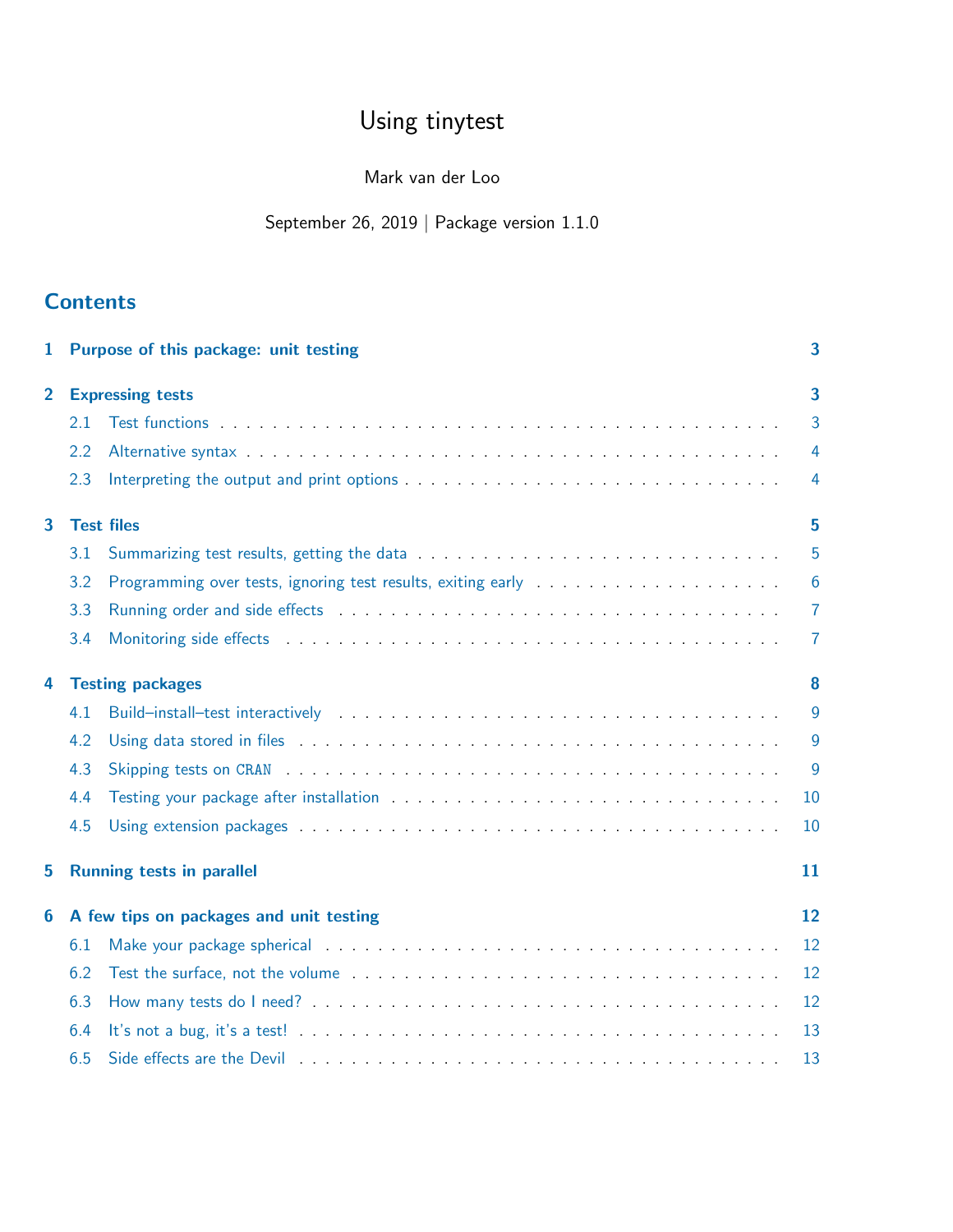# Using tinytest

Mark van der Loo

September 26, 2019 | Package version 1.1.0

## Contents

1 Purpose of this package: unit testing — 3

2 Expressing tests — 3
- 2.1 Test functions — 3
- 2.2 Alternative syntax — 4
- 2.3 Interpreting the output and print options — 4

3 Test files — 5
- 3.1 Summarizing test results, getting the data — 5
- 3.2 Programming over tests, ignoring test results, exiting early — 6
- 3.3 Running order and side effects — 7
- 3.4 Monitoring side effects — 7

4 Testing packages — 8
- 4.1 Build–install–test interactively — 9
- 4.2 Using data stored in files — 9
- 4.3 Skipping tests on CRAN — 9
- 4.4 Testing your package after installation — 10
- 4.5 Using extension packages — 10

5 Running tests in parallel — 11

6 A few tips on packages and unit testing — 12
- 6.1 Make your package spherical — 12
- 6.2 Test the surface, not the volume — 12
- 6.3 How many tests do I need? — 12
- 6.4 It's not a bug, it's a test! — 13
- 6.5 Side effects are the Devil — 13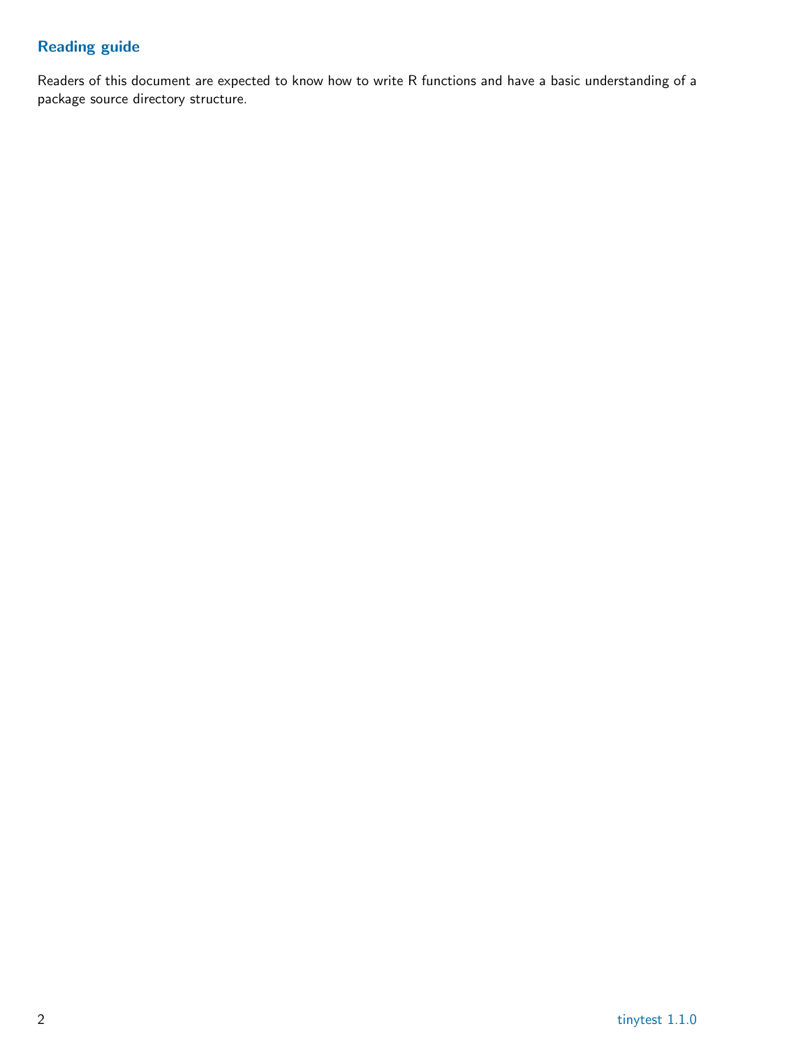## Reading guide

Readers of this document are expected to know how to write R functions and have a basic understanding of a package source directory structure.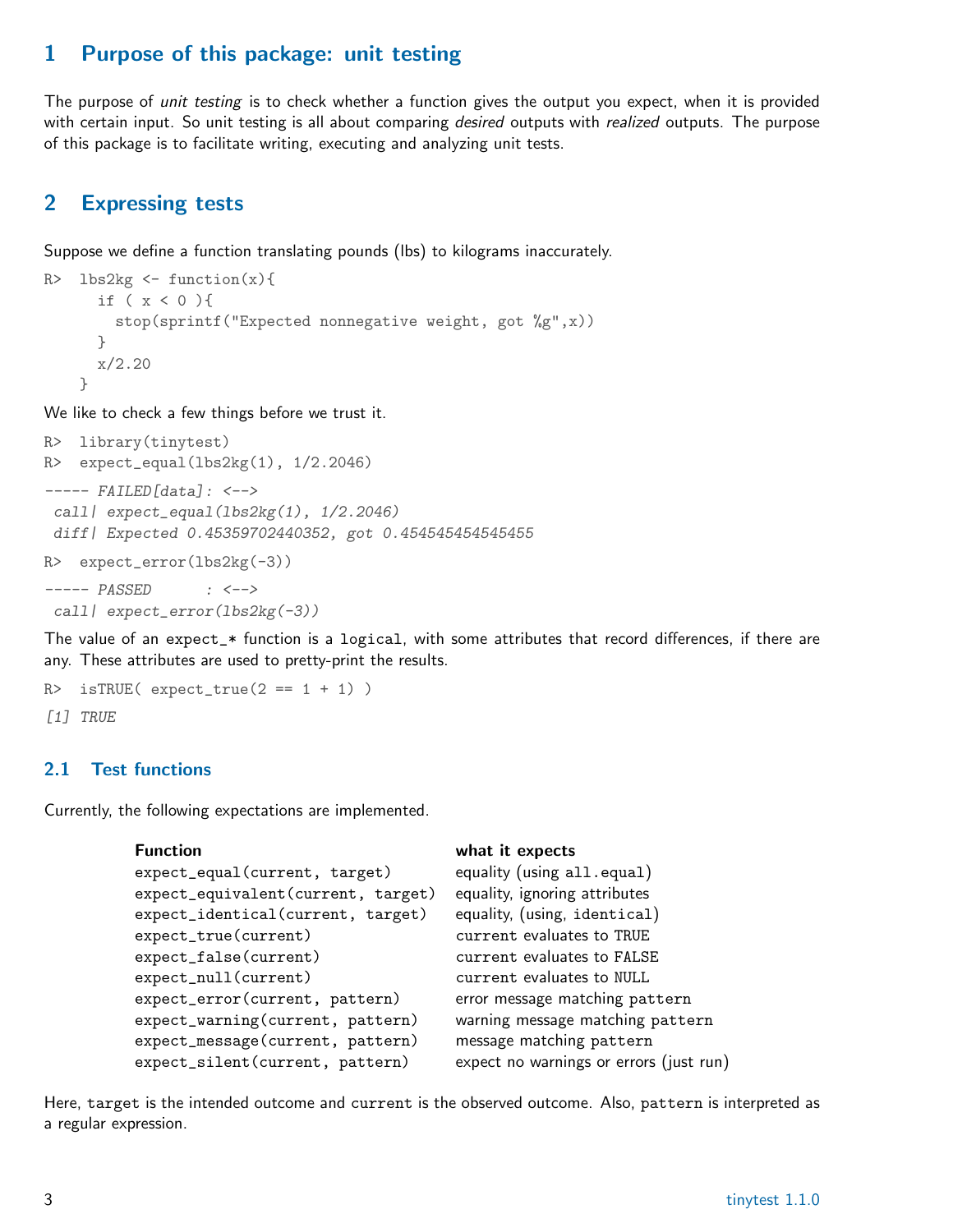## 1 Purpose of this package: unit testing

The purpose of *unit testing* is to check whether a function gives the output you expect, when it is provided with certain input. So unit testing is all about comparing *desired* outputs with *realized* outputs. The purpose of this package is to facilitate writing, executing and analyzing unit tests.

## 2 Expressing tests

Suppose we define a function translating pounds (lbs) to kilograms inaccurately.

```
R>  lbs2kg <- function(x){
      if ( x < 0 ){
        stop(sprintf("Expected nonnegative weight, got %g",x))
      }
      x/2.20
    }
```

We like to check a few things before we trust it.

```
R>  library(tinytest)
R>  expect_equal(lbs2kg(1), 1/2.2046)

----- FAILED[data]: <-->
 call| expect_equal(lbs2kg(1), 1/2.2046)
 diff| Expected 0.45359702440352, got 0.454545454545455

R>  expect_error(lbs2kg(-3))

----- PASSED      : <-->
 call| expect_error(lbs2kg(-3))
```

The value of an `expect_*` function is a `logical`, with some attributes that record differences, if there are any. These attributes are used to pretty-print the results.

```
R>  isTRUE( expect_true(2 == 1 + 1) )

[1] TRUE
```

### 2.1 Test functions

Currently, the following expectations are implemented.

| Function | what it expects |
|---|---|
| `expect_equal(current, target)` | equality (using `all.equal`) |
| `expect_equivalent(current, target)` | equality, ignoring attributes |
| `expect_identical(current, target)` | equality, (using, `identical`) |
| `expect_true(current)` | `current` evaluates to `TRUE` |
| `expect_false(current)` | `current` evaluates to `FALSE` |
| `expect_null(current)` | `current` evaluates to `NULL` |
| `expect_error(current, pattern)` | error message matching `pattern` |
| `expect_warning(current, pattern)` | warning message matching `pattern` |
| `expect_message(current, pattern)` | message matching `pattern` |
| `expect_silent(current, pattern)` | expect no warnings or errors (just run) |

Here, `target` is the intended outcome and `current` is the observed outcome. Also, `pattern` is interpreted as a regular expression.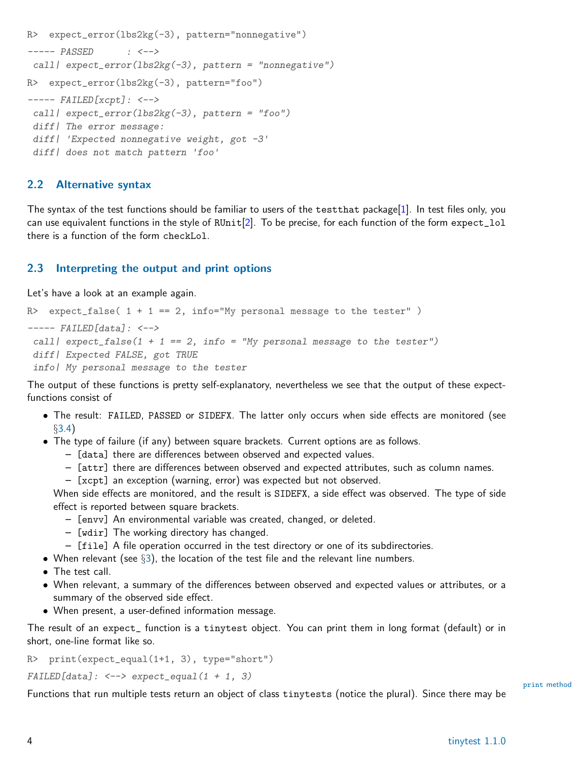```
R>  expect_error(lbs2kg(-3), pattern="nonnegative")
----- PASSED      : <-->
 call| expect_error(lbs2kg(-3), pattern = "nonnegative")
R>  expect_error(lbs2kg(-3), pattern="foo")
----- FAILED[xcpt]: <-->
 call| expect_error(lbs2kg(-3), pattern = "foo")
 diff| The error message:
 diff| 'Expected nonnegative weight, got -3'
 diff| does not match pattern 'foo'
```

## 2.2 Alternative syntax

The syntax of the test functions should be familiar to users of the `testthat` package[1]. In test files only, you can use equivalent functions in the style of `RUnit`[2]. To be precise, for each function of the form `expect_lol` there is a function of the form `checkLol`.

## 2.3 Interpreting the output and print options

Let's have a look at an example again.

```
R>  expect_false( 1 + 1 == 2, info="My personal message to the tester" )
----- FAILED[data]: <-->
 call| expect_false(1 + 1 == 2, info = "My personal message to the tester")
 diff| Expected FALSE, got TRUE
 info| My personal message to the tester
```

The output of these functions is pretty self-explanatory, nevertheless we see that the output of these expect-functions consist of

- The result: `FAILED`, `PASSED` or `SIDEFX`. The latter only occurs when side effects are monitored (see §3.4)
- The type of failure (if any) between square brackets. Current options are as follows.
  - `[data]` there are differences between observed and expected values.
  - `[attr]` there are differences between observed and expected attributes, such as column names.
  - `[xcpt]` an exception (warning, error) was expected but not observed.

  When side effects are monitored, and the result is `SIDEFX`, a side effect was observed. The type of side effect is reported between square brackets.
  - `[envv]` An environmental variable was created, changed, or deleted.
  - `[wdir]` The working directory has changed.
  - `[file]` A file operation occurred in the test directory or one of its subdirectories.
- When relevant (see §3), the location of the test file and the relevant line numbers.
- The test call.
- When relevant, a summary of the differences between observed and expected values or attributes, or a summary of the observed side effect.
- When present, a user-defined information message.

The result of an `expect_` function is a `tinytest` object. You can print them in long format (default) or in short, one-line format like so.

```
R>  print(expect_equal(1+1, 3), type="short")
FAILED[data]: <--> expect_equal(1 + 1, 3)
```

print method

Functions that run multiple tests return an object of class `tinytests` (notice the plural). Since there may be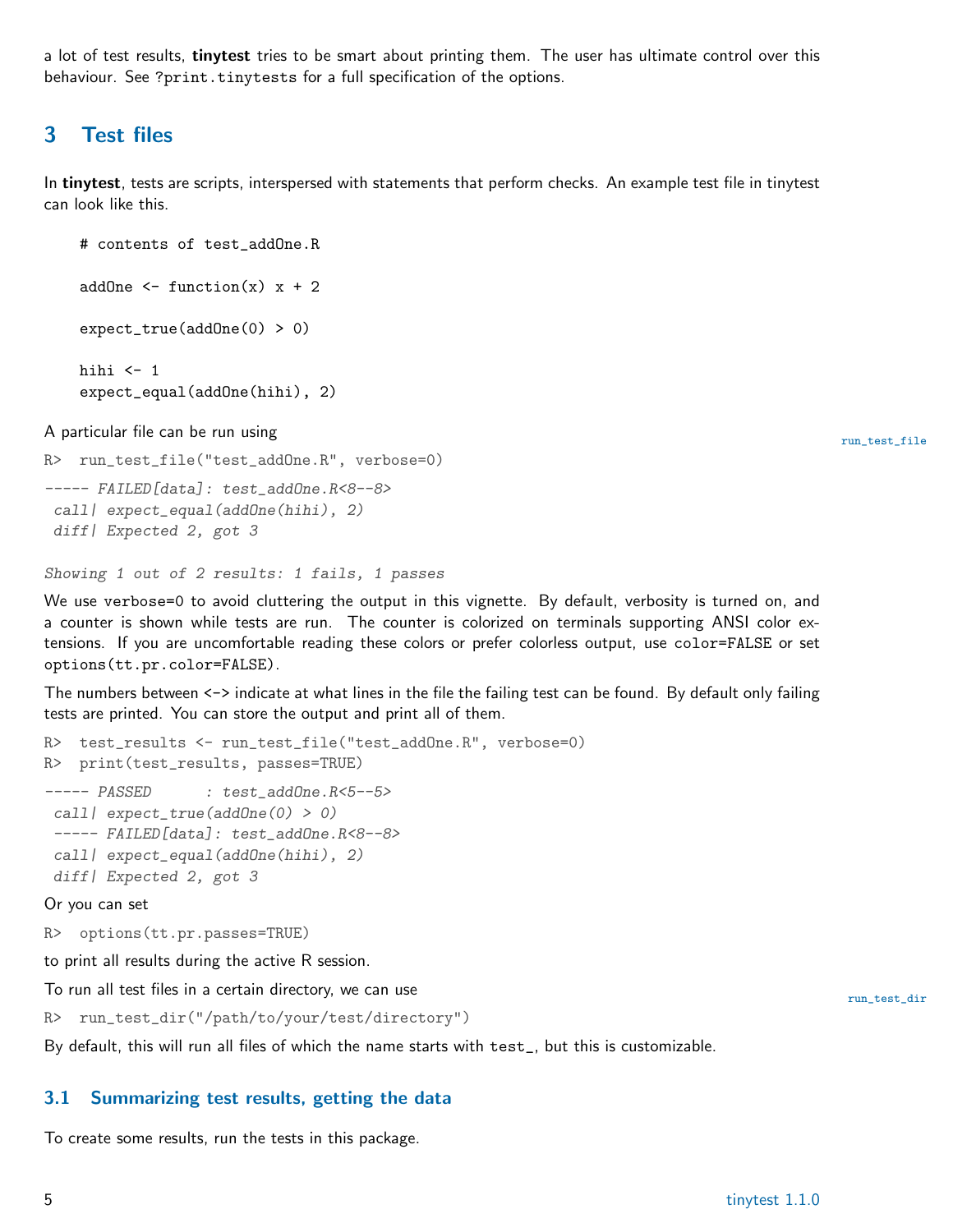a lot of test results, **tinytest** tries to be smart about printing them. The user has ultimate control over this behaviour. See `?print.tinytests` for a full specification of the options.

## 3 Test files

In **tinytest**, tests are scripts, interspersed with statements that perform checks. An example test file in tinytest can look like this.

```
# contents of test_addOne.R

addOne <- function(x) x + 2

expect_true(addOne(0) > 0)

hihi <- 1
expect_equal(addOne(hihi), 2)
```

A particular file can be run using

run_test_file

```
R>  run_test_file("test_addOne.R", verbose=0)
```

```
----- FAILED[data]: test_addOne.R<8--8>
 call| expect_equal(addOne(hihi), 2)
 diff| Expected 2, got 3

Showing 1 out of 2 results: 1 fails, 1 passes
```

We use `verbose=0` to avoid cluttering the output in this vignette. By default, verbosity is turned on, and a counter is shown while tests are run. The counter is colorized on terminals supporting ANSI color extensions. If you are uncomfortable reading these colors or prefer colorless output, use `color=FALSE` or set `options(tt.pr.color=FALSE)`.

The numbers between `<->` indicate at what lines in the file the failing test can be found. By default only failing tests are printed. You can store the output and print all of them.

```
R>  test_results <- run_test_file("test_addOne.R", verbose=0)
R>  print(test_results, passes=TRUE)
```

```
----- PASSED      : test_addOne.R<5--5>
 call| expect_true(addOne(0) > 0)
 ----- FAILED[data]: test_addOne.R<8--8>
 call| expect_equal(addOne(hihi), 2)
 diff| Expected 2, got 3
```

Or you can set

```
R>  options(tt.pr.passes=TRUE)
```

to print all results during the active R session.

To run all test files in a certain directory, we can use

run_test_dir

```
R>  run_test_dir("/path/to/your/test/directory")
```

By default, this will run all files of which the name starts with `test_`, but this is customizable.

### 3.1 Summarizing test results, getting the data

To create some results, run the tests in this package.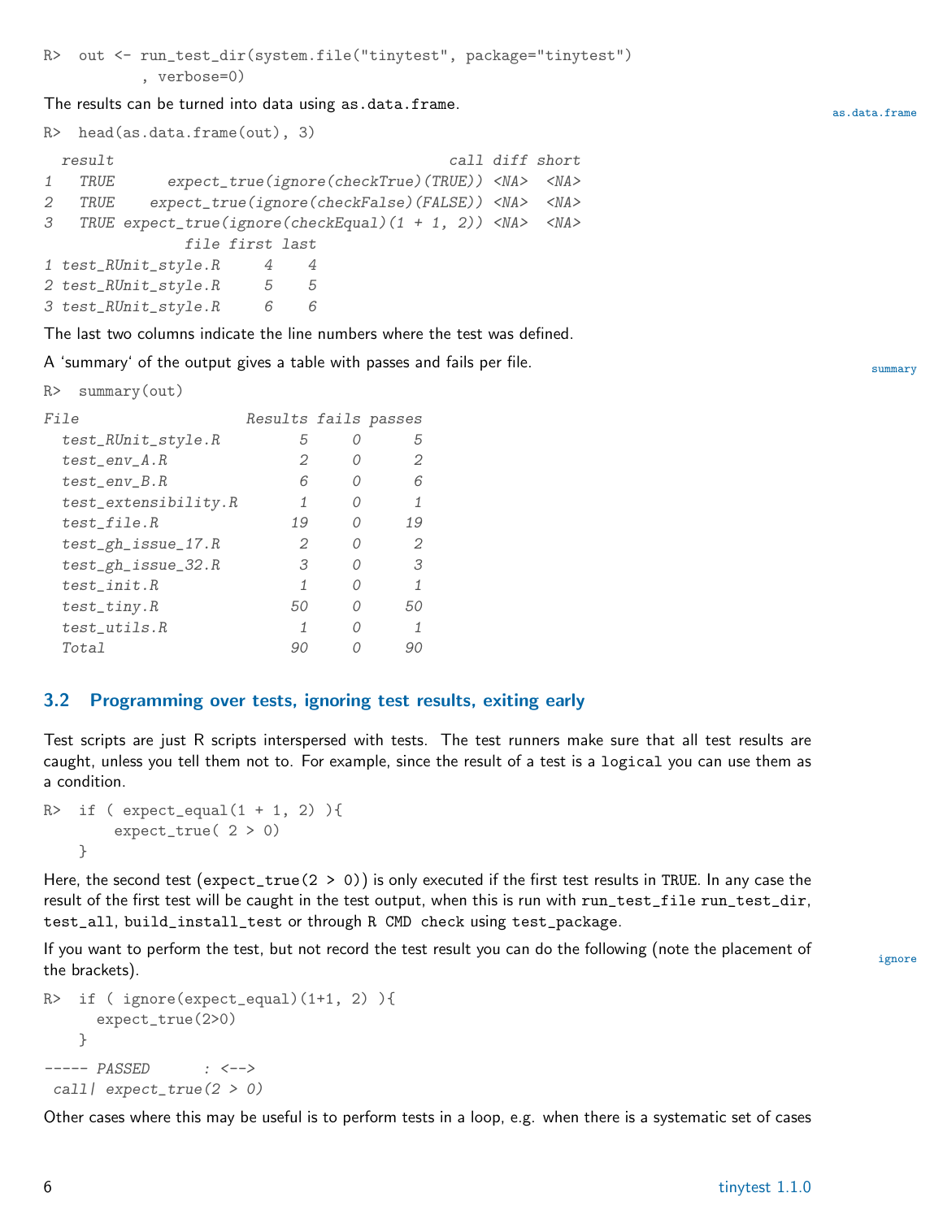```
R>  out <- run_test_dir(system.file("tinytest", package="tinytest")
           , verbose=0)
```

The results can be turned into data using `as.data.frame`.

as.data.frame

```
R>  head(as.data.frame(out), 3)
```

```
  result                                     call diff short
1   TRUE      expect_true(ignore(checkTrue)(TRUE)) <NA>  <NA>
2   TRUE    expect_true(ignore(checkFalse)(FALSE)) <NA>  <NA>
3   TRUE expect_true(ignore(checkEqual)(1 + 1, 2)) <NA>  <NA>
              file first last
1 test_RUnit_style.R     4    4
2 test_RUnit_style.R     5    5
3 test_RUnit_style.R     6    6
```

The last two columns indicate the line numbers where the test was defined.

A 'summary' of the output gives a table with passes and fails per file.

summary

```
R>  summary(out)
```

```
File                   Results fails passes
  test_RUnit_style.R         5     0      5
  test_env_A.R               2     0      2
  test_env_B.R               6     0      6
  test_extensibility.R       1     0      1
  test_file.R               19     0     19
  test_gh_issue_17.R         2     0      2
  test_gh_issue_32.R         3     0      3
  test_init.R                1     0      1
  test_tiny.R               50     0     50
  test_utils.R               1     0      1
  Total                     90     0     90
```

## 3.2 Programming over tests, ignoring test results, exiting early

Test scripts are just R scripts interspersed with tests. The test runners make sure that all test results are caught, unless you tell them not to. For example, since the result of a test is a `logical` you can use them as a condition.

```
R>  if ( expect_equal(1 + 1, 2) ){
        expect_true( 2 > 0)
    }
```

Here, the second test (`expect_true(2 > 0)`) is only executed if the first test results in `TRUE`. In any case the result of the first test will be caught in the test output, when this is run with `run_test_file` `run_test_dir`, `test_all`, `build_install_test` or through `R CMD check` using `test_package`.

If you want to perform the test, but not record the test result you can do the following (note the placement of the brackets).

ignore

```
R>  if ( ignore(expect_equal)(1+1, 2) ){
      expect_true(2>0)
    }
```

```
----- PASSED      : <-->
 call| expect_true(2 > 0)
```

Other cases where this may be useful is to perform tests in a loop, e.g. when there is a systematic set of cases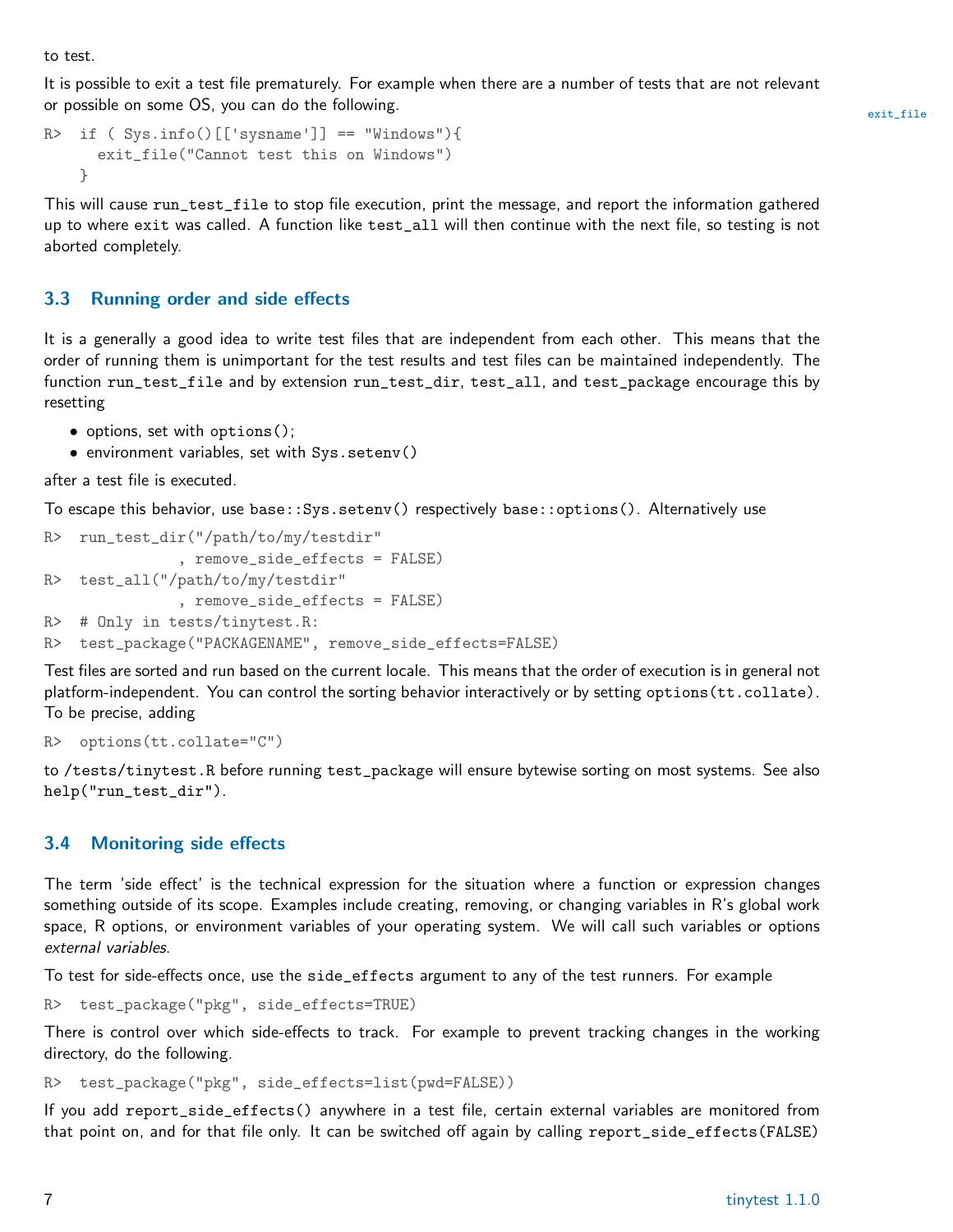to test.

It is possible to exit a test file prematurely. For example when there are a number of tests that are not relevant or possible on some OS, you can do the following.

exit_file

```
R>  if ( Sys.info()[['sysname']] == "Windows"){
      exit_file("Cannot test this on Windows")
    }
```

This will cause `run_test_file` to stop file execution, print the message, and report the information gathered up to where `exit` was called. A function like `test_all` will then continue with the next file, so testing is not aborted completely.

### 3.3 Running order and side effects

It is a generally a good idea to write test files that are independent from each other. This means that the order of running them is unimportant for the test results and test files can be maintained independently. The function `run_test_file` and by extension `run_test_dir`, `test_all`, and `test_package` encourage this by resetting

- options, set with `options()`;
- environment variables, set with `Sys.setenv()`

after a test file is executed.

To escape this behavior, use `base::Sys.setenv()` respectively `base::options()`. Alternatively use

```
R>  run_test_dir("/path/to/my/testdir"
              , remove_side_effects = FALSE)
R>  test_all("/path/to/my/testdir"
              , remove_side_effects = FALSE)
R>  # Only in tests/tinytest.R:
R>  test_package("PACKAGENAME", remove_side_effects=FALSE)
```

Test files are sorted and run based on the current locale. This means that the order of execution is in general not platform-independent. You can control the sorting behavior interactively or by setting `options(tt.collate)`. To be precise, adding

```
R>  options(tt.collate="C")
```

to `/tests/tinytest.R` before running `test_package` will ensure bytewise sorting on most systems. See also `help("run_test_dir")`.

### 3.4 Monitoring side effects

The term 'side effect' is the technical expression for the situation where a function or expression changes something outside of its scope. Examples include creating, removing, or changing variables in R's global work space, R options, or environment variables of your operating system. We will call such variables or options *external variables*.

To test for side-effects once, use the `side_effects` argument to any of the test runners. For example

```
R>  test_package("pkg", side_effects=TRUE)
```

There is control over which side-effects to track. For example to prevent tracking changes in the working directory, do the following.

```
R>  test_package("pkg", side_effects=list(pwd=FALSE))
```

If you add `report_side_effects()` anywhere in a test file, certain external variables are monitored from that point on, and for that file only. It can be switched off again by calling `report_side_effects(FALSE)`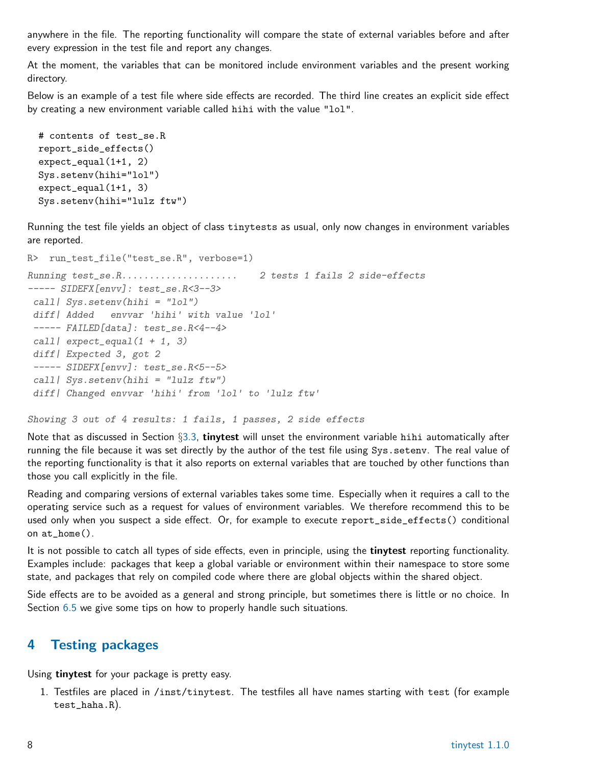anywhere in the file. The reporting functionality will compare the state of external variables before and after every expression in the test file and report any changes.

At the moment, the variables that can be monitored include environment variables and the present working directory.

Below is an example of a test file where side effects are recorded. The third line creates an explicit side effect by creating a new environment variable called `hihi` with the value `"lol"`.

```
# contents of test_se.R
report_side_effects()
expect_equal(1+1, 2)
Sys.setenv(hihi="lol")
expect_equal(1+1, 3)
Sys.setenv(hihi="lulz ftw")
```

Running the test file yields an object of class `tinytests` as usual, only now changes in environment variables are reported.

```
R>  run_test_file("test_se.R", verbose=1)
Running test_se.R....................    2 tests 1 fails 2 side-effects
----- SIDEFX[envv]: test_se.R<3--3>
 call| Sys.setenv(hihi = "lol")
 diff| Added   envvar 'hihi' with value 'lol'
 ----- FAILED[data]: test_se.R<4--4>
 call| expect_equal(1 + 1, 3)
 diff| Expected 3, got 2
 ----- SIDEFX[envv]: test_se.R<5--5>
 call| Sys.setenv(hihi = "lulz ftw")
 diff| Changed envvar 'hihi' from 'lol' to 'lulz ftw'

Showing 3 out of 4 results: 1 fails, 1 passes, 2 side effects
```

Note that as discussed in Section §3.3, **tinytest** will unset the environment variable `hihi` automatically after running the file because it was set directly by the author of the test file using `Sys.setenv`. The real value of the reporting functionality is that it also reports on external variables that are touched by other functions than those you call explicitly in the file.

Reading and comparing versions of external variables takes some time. Especially when it requires a call to the operating service such as a request for values of environment variables. We therefore recommend this to be used only when you suspect a side effect. Or, for example to execute `report_side_effects()` conditional on `at_home()`.

It is not possible to catch all types of side effects, even in principle, using the **tinytest** reporting functionality. Examples include: packages that keep a global variable or environment within their namespace to store some state, and packages that rely on compiled code where there are global objects within the shared object.

Side effects are to be avoided as a general and strong principle, but sometimes there is little or no choice. In Section 6.5 we give some tips on how to properly handle such situations.

## 4 Testing packages

Using **tinytest** for your package is pretty easy.

1. Testfiles are placed in `/inst/tinytest`. The testfiles all have names starting with `test` (for example `test_haha.R`).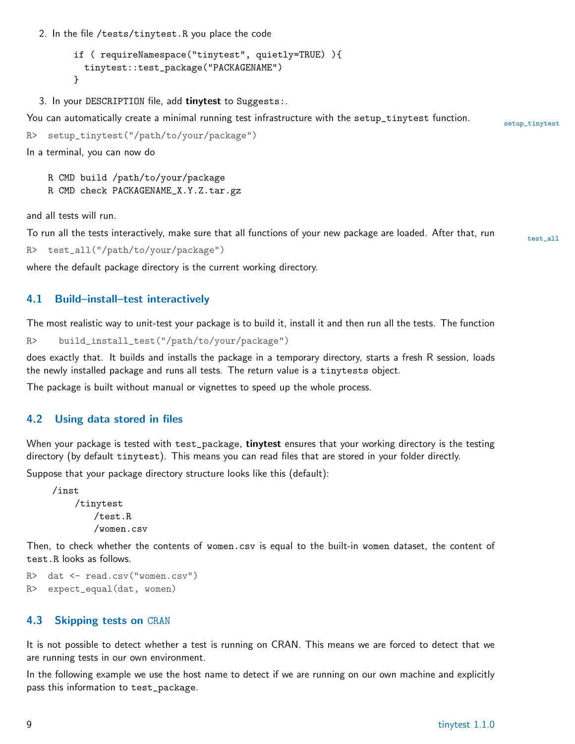2. In the file /tests/tinytest.R you place the code

```
if ( requireNamespace("tinytest", quietly=TRUE) ){
  tinytest::test_package("PACKAGENAME")
}
```

3. In your DESCRIPTION file, add **tinytest** to Suggests:.

You can automatically create a minimal running test infrastructure with the setup_tinytest function.

setup_tinytest

```
R>  setup_tinytest("/path/to/your/package")
```

In a terminal, you can now do

```
R CMD build /path/to/your/package
R CMD check PACKAGENAME_X.Y.Z.tar.gz
```

and all tests will run.

To run all the tests interactively, make sure that all functions of your new package are loaded. After that, run

test_all

```
R>  test_all("/path/to/your/package")
```

where the default package directory is the current working directory.

## 4.1 Build–install–test interactively

The most realistic way to unit-test your package is to build it, install it and then run all the tests. The function

```
R>    build_install_test("/path/to/your/package")
```

does exactly that. It builds and installs the package in a temporary directory, starts a fresh R session, loads the newly installed package and runs all tests. The return value is a tinytests object.

The package is built without manual or vignettes to speed up the whole process.

## 4.2 Using data stored in files

When your package is tested with test_package, **tinytest** ensures that your working directory is the testing directory (by default tinytest). This means you can read files that are stored in your folder directly.

Suppose that your package directory structure looks like this (default):

```
/inst
    /tinytest
        /test.R
        /women.csv
```

Then, to check whether the contents of women.csv is equal to the built-in women dataset, the content of test.R looks as follows.

```
R>  dat <- read.csv("women.csv")
R>  expect_equal(dat, women)
```

## 4.3 Skipping tests on CRAN

It is not possible to detect whether a test is running on CRAN. This means we are forced to detect that we are running tests in our own environment.

In the following example we use the host name to detect if we are running on our own machine and explicitly pass this information to test_package.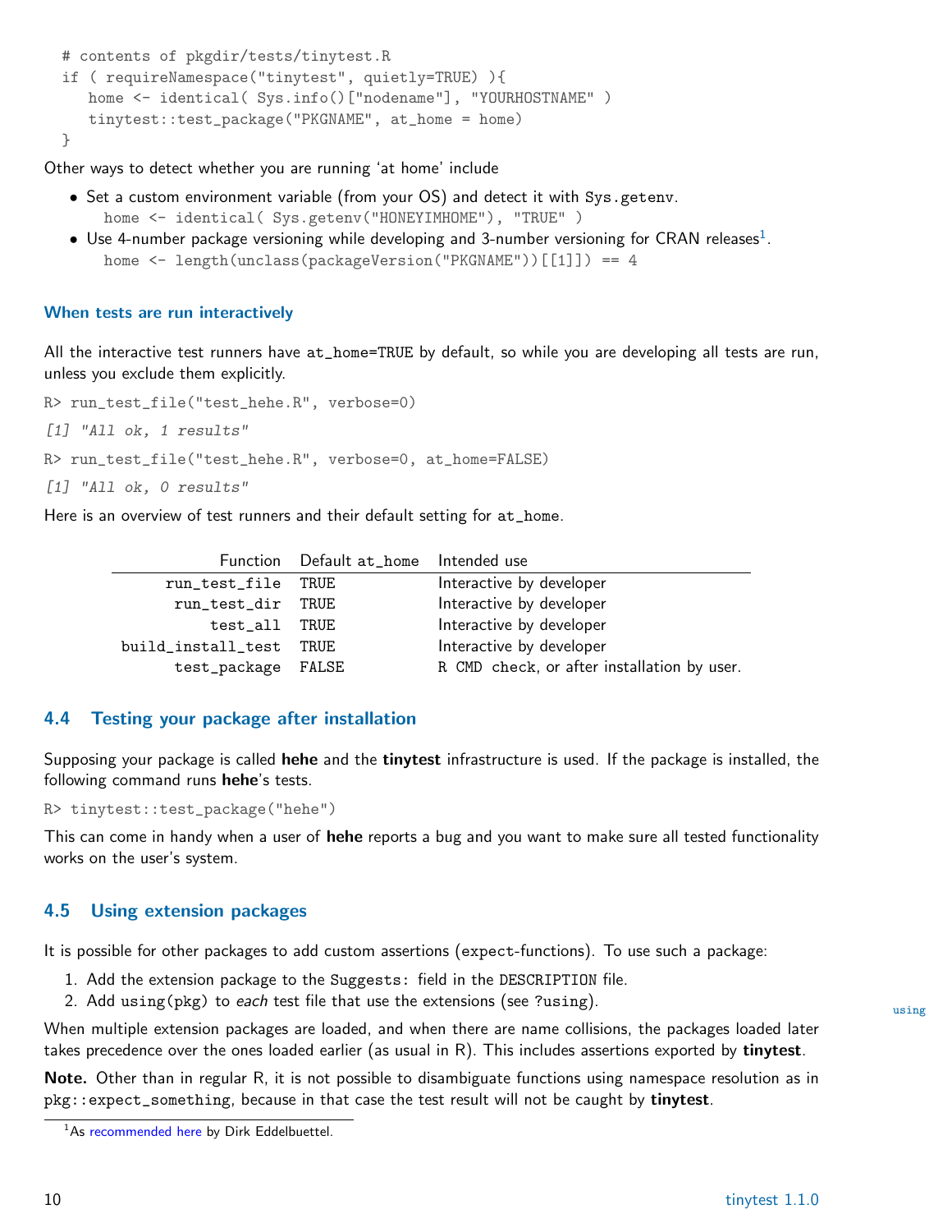```r
# contents of pkgdir/tests/tinytest.R
if ( requireNamespace("tinytest", quietly=TRUE) ){
   home <- identical( Sys.info()["nodename"], "YOURHOSTNAME" )
   tinytest::test_package("PKGNAME", at_home = home)
}
```

Other ways to detect whether you are running 'at home' include

- Set a custom environment variable (from your OS) and detect it with `Sys.getenv`.
  `home <- identical( Sys.getenv("HONEYIMHOME"), "TRUE" )`
- Use 4-number package versioning while developing and 3-number versioning for CRAN releases[1].
  `home <- length(unclass(packageVersion("PKGNAME"))[[1]]) == 4`

### When tests are run interactively

All the interactive test runners have `at_home=TRUE` by default, so while you are developing all tests are run, unless you exclude them explicitly.

```
R> run_test_file("test_hehe.R", verbose=0)
[1] "All ok, 1 results"
R> run_test_file("test_hehe.R", verbose=0, at_home=FALSE)
[1] "All ok, 0 results"
```

Here is an overview of test runners and their default setting for `at_home`.

| Function | Default at_home | Intended use |
|---|---|---|
| run_test_file | TRUE | Interactive by developer |
| run_test_dir | TRUE | Interactive by developer |
| test_all | TRUE | Interactive by developer |
| build_install_test | TRUE | Interactive by developer |
| test_package | FALSE | R CMD check, or after installation by user. |

## 4.4 Testing your package after installation

Supposing your package is called **hehe** and the **tinytest** infrastructure is used. If the package is installed, the following command runs **hehe**'s tests.

```
R> tinytest::test_package("hehe")
```

This can come in handy when a user of **hehe** reports a bug and you want to make sure all tested functionality works on the user's system.

## 4.5 Using extension packages

It is possible for other packages to add custom assertions (`expect`-functions). To use such a package:

1. Add the extension package to the `Suggests:` field in the `DESCRIPTION` file.
2. Add `using(pkg)` to *each* test file that use the extensions (see `?using`).

using

When multiple extension packages are loaded, and when there are name collisions, the packages loaded later takes precedence over the ones loaded earlier (as usual in R). This includes assertions exported by **tinytest**.

**Note.** Other than in regular R, it is not possible to disambiguate functions using namespace resolution as in `pkg::expect_something`, because in that case the test result will not be caught by **tinytest**.

[1] As recommended here by Dirk Eddelbuettel.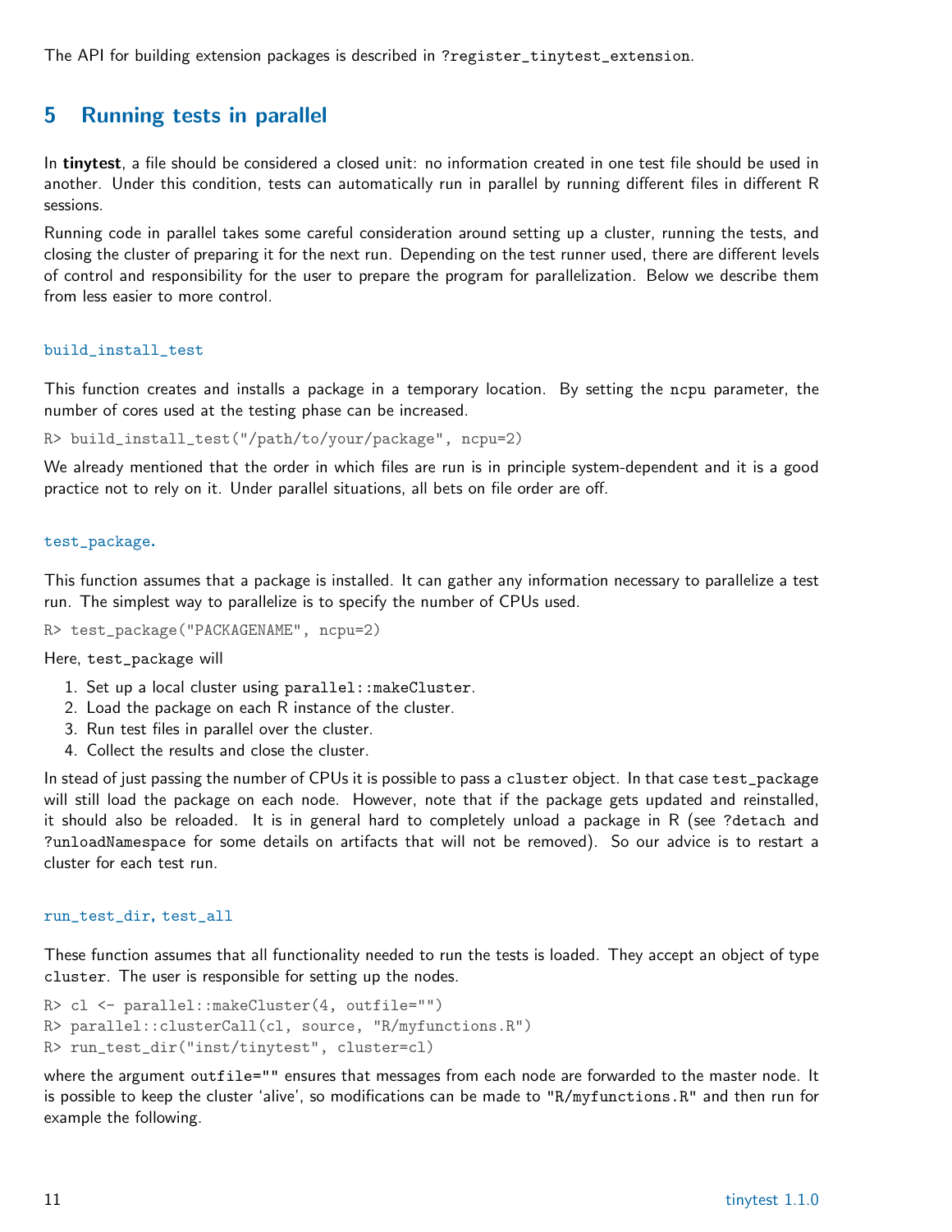The API for building extension packages is described in `?register_tinytest_extension`.

## 5 Running tests in parallel

In **tinytest**, a file should be considered a closed unit: no information created in one test file should be used in another. Under this condition, tests can automatically run in parallel by running different files in different R sessions.

Running code in parallel takes some careful consideration around setting up a cluster, running the tests, and closing the cluster of preparing it for the next run. Depending on the test runner used, there are different levels of control and responsibility for the user to prepare the program for parallelization. Below we describe them from less easier to more control.

### `build_install_test`

This function creates and installs a package in a temporary location. By setting the `ncpu` parameter, the number of cores used at the testing phase can be increased.

```
R> build_install_test("/path/to/your/package", ncpu=2)
```

We already mentioned that the order in which files are run is in principle system-dependent and it is a good practice not to rely on it. Under parallel situations, all bets on file order are off.

### `test_package`.

This function assumes that a package is installed. It can gather any information necessary to parallelize a test run. The simplest way to parallelize is to specify the number of CPUs used.

```
R> test_package("PACKAGENAME", ncpu=2)
```

Here, `test_package` will

1. Set up a local cluster using `parallel::makeCluster`.
2. Load the package on each R instance of the cluster.
3. Run test files in parallel over the cluster.
4. Collect the results and close the cluster.

In stead of just passing the number of CPUs it is possible to pass a `cluster` object. In that case `test_package` will still load the package on each node. However, note that if the package gets updated and reinstalled, it should also be reloaded. It is in general hard to completely unload a package in R (see `?detach` and `?unloadNamespace` for some details on artifacts that will not be removed). So our advice is to restart a cluster for each test run.

### `run_test_dir`, `test_all`

These function assumes that all functionality needed to run the tests is loaded. They accept an object of type `cluster`. The user is responsible for setting up the nodes.

```
R> cl <- parallel::makeCluster(4, outfile="")
R> parallel::clusterCall(cl, source, "R/myfunctions.R")
R> run_test_dir("inst/tinytest", cluster=cl)
```

where the argument `outfile=""` ensures that messages from each node are forwarded to the master node. It is possible to keep the cluster 'alive', so modifications can be made to `"R/myfunctions.R"` and then run for example the following.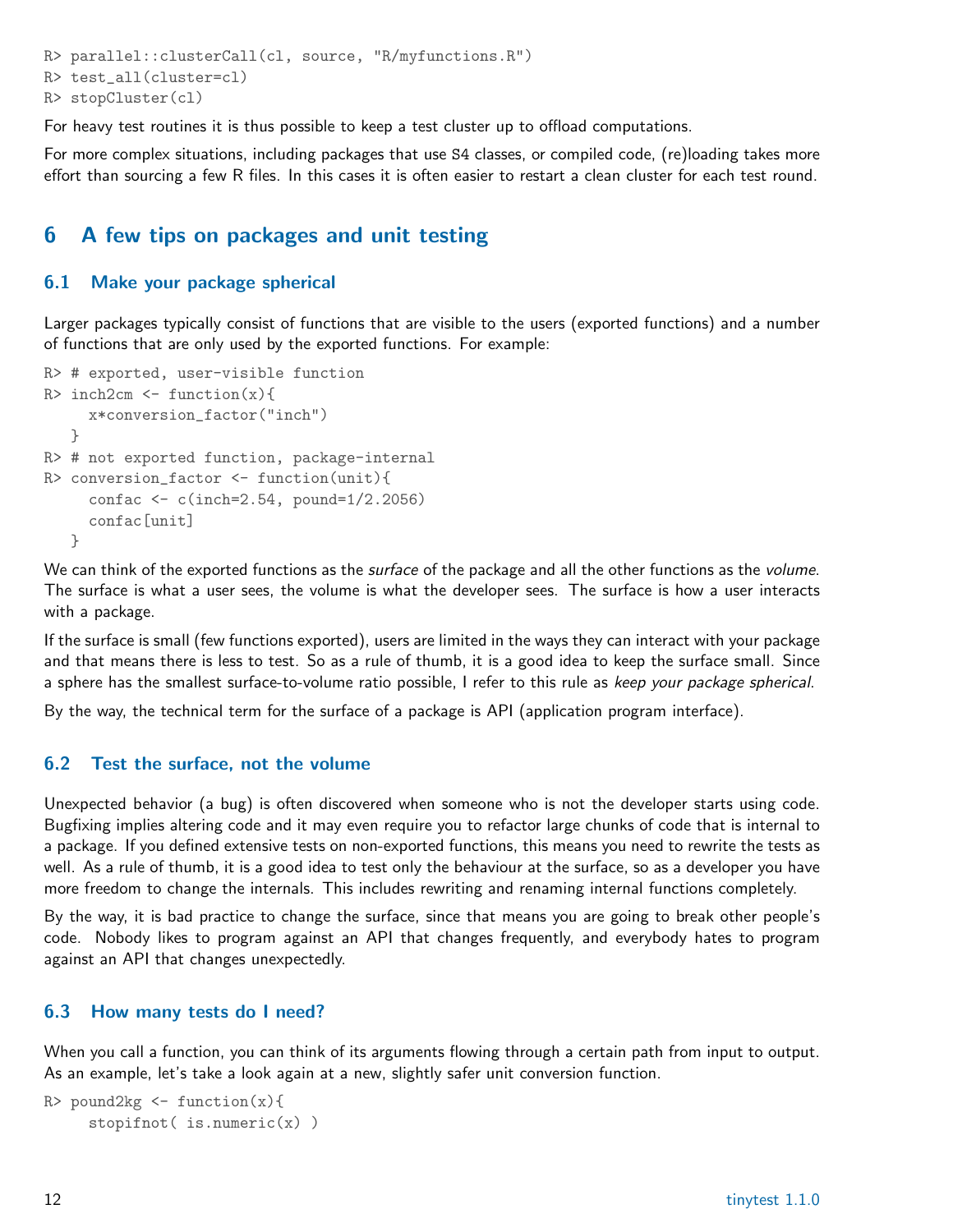```
R> parallel::clusterCall(cl, source, "R/myfunctions.R")
R> test_all(cluster=cl)
R> stopCluster(cl)
```

For heavy test routines it is thus possible to keep a test cluster up to offload computations.

For more complex situations, including packages that use S4 classes, or compiled code, (re)loading takes more effort than sourcing a few R files. In this cases it is often easier to restart a clean cluster for each test round.

## 6 A few tips on packages and unit testing

### 6.1 Make your package spherical

Larger packages typically consist of functions that are visible to the users (exported functions) and a number of functions that are only used by the exported functions. For example:

```
R> # exported, user-visible function
R> inch2cm <- function(x){
     x*conversion_factor("inch")
   }
R> # not exported function, package-internal
R> conversion_factor <- function(unit){
     confac <- c(inch=2.54, pound=1/2.2056)
     confac[unit]
   }
```

We can think of the exported functions as the *surface* of the package and all the other functions as the *volume*. The surface is what a user sees, the volume is what the developer sees. The surface is how a user interacts with a package.

If the surface is small (few functions exported), users are limited in the ways they can interact with your package and that means there is less to test. So as a rule of thumb, it is a good idea to keep the surface small. Since a sphere has the smallest surface-to-volume ratio possible, I refer to this rule as *keep your package spherical*.

By the way, the technical term for the surface of a package is API (application program interface).

### 6.2 Test the surface, not the volume

Unexpected behavior (a bug) is often discovered when someone who is not the developer starts using code. Bugfixing implies altering code and it may even require you to refactor large chunks of code that is internal to a package. If you defined extensive tests on non-exported functions, this means you need to rewrite the tests as well. As a rule of thumb, it is a good idea to test only the behaviour at the surface, so as a developer you have more freedom to change the internals. This includes rewriting and renaming internal functions completely.

By the way, it is bad practice to change the surface, since that means you are going to break other people's code. Nobody likes to program against an API that changes frequently, and everybody hates to program against an API that changes unexpectedly.

### 6.3 How many tests do I need?

When you call a function, you can think of its arguments flowing through a certain path from input to output. As an example, let's take a look again at a new, slightly safer unit conversion function.

```
R> pound2kg <- function(x){
     stopifnot( is.numeric(x) )
```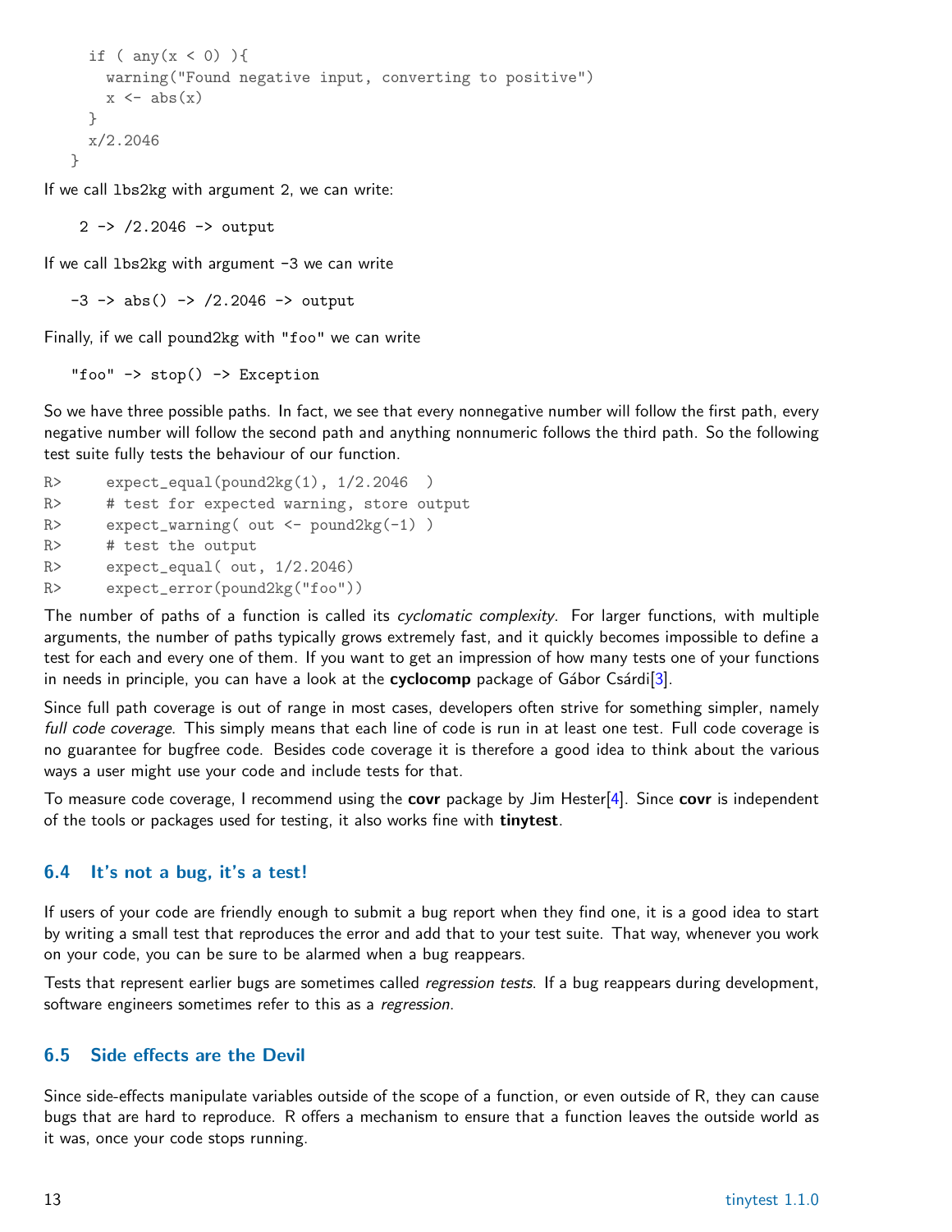```
  if ( any(x < 0) ){
    warning("Found negative input, converting to positive")
    x <- abs(x)
  }
  x/2.2046
}
```

If we call `lbs2kg` with argument 2, we can write:

```
2 -> /2.2046 -> output
```

If we call `lbs2kg` with argument -3 we can write

```
-3 -> abs() -> /2.2046 -> output
```

Finally, if we call `pound2kg` with `"foo"` we can write

```
"foo" -> stop() -> Exception
```

So we have three possible paths. In fact, we see that every nonnegative number will follow the first path, every negative number will follow the second path and anything nonnumeric follows the third path. So the following test suite fully tests the behaviour of our function.

```
R>     expect_equal(pound2kg(1), 1/2.2046  )
R>     # test for expected warning, store output
R>     expect_warning( out <- pound2kg(-1) )
R>     # test the output
R>     expect_equal( out, 1/2.2046)
R>     expect_error(pound2kg("foo"))
```

The number of paths of a function is called its *cyclomatic complexity*. For larger functions, with multiple arguments, the number of paths typically grows extremely fast, and it quickly becomes impossible to define a test for each and every one of them. If you want to get an impression of how many tests one of your functions in needs in principle, you can have a look at the **cyclocomp** package of Gábor Csárdi[3].

Since full path coverage is out of range in most cases, developers often strive for something simpler, namely *full code coverage*. This simply means that each line of code is run in at least one test. Full code coverage is no guarantee for bugfree code. Besides code coverage it is therefore a good idea to think about the various ways a user might use your code and include tests for that.

To measure code coverage, I recommend using the **covr** package by Jim Hester[4]. Since **covr** is independent of the tools or packages used for testing, it also works fine with **tinytest**.

### 6.4 It's not a bug, it's a test!

If users of your code are friendly enough to submit a bug report when they find one, it is a good idea to start by writing a small test that reproduces the error and add that to your test suite. That way, whenever you work on your code, you can be sure to be alarmed when a bug reappears.

Tests that represent earlier bugs are sometimes called *regression tests*. If a bug reappears during development, software engineers sometimes refer to this as a *regression*.

### 6.5 Side effects are the Devil

Since side-effects manipulate variables outside of the scope of a function, or even outside of R, they can cause bugs that are hard to reproduce. R offers a mechanism to ensure that a function leaves the outside world as it was, once your code stops running.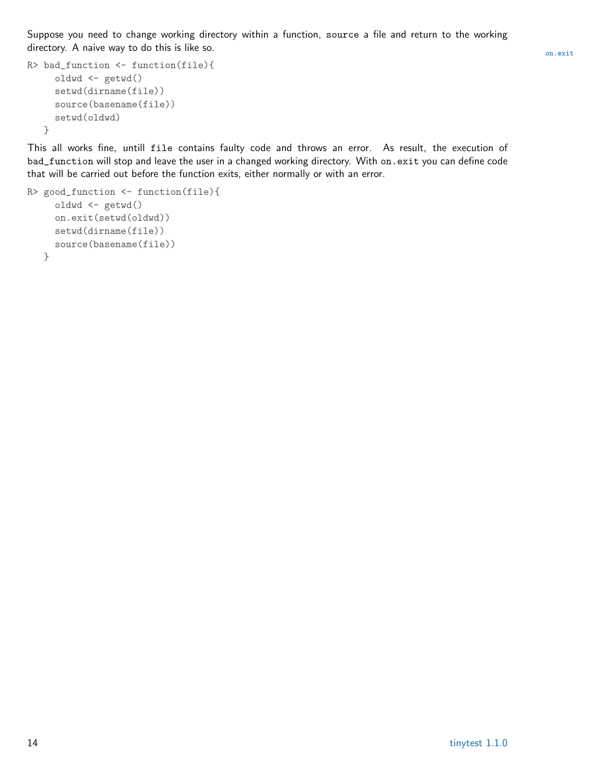Suppose you need to change working directory within a function, `source` a file and return to the working directory. A naive way to do this is like so.

on.exit

```
R> bad_function <- function(file){
     oldwd <- getwd()
     setwd(dirname(file))
     source(basename(file))
     setwd(oldwd)
   }
```

This all works fine, untill `file` contains faulty code and throws an error. As result, the execution of `bad_function` will stop and leave the user in a changed working directory. With `on.exit` you can define code that will be carried out before the function exits, either normally or with an error.

```
R> good_function <- function(file){
     oldwd <- getwd()
     on.exit(setwd(oldwd))
     setwd(dirname(file))
     source(basename(file))
   }
```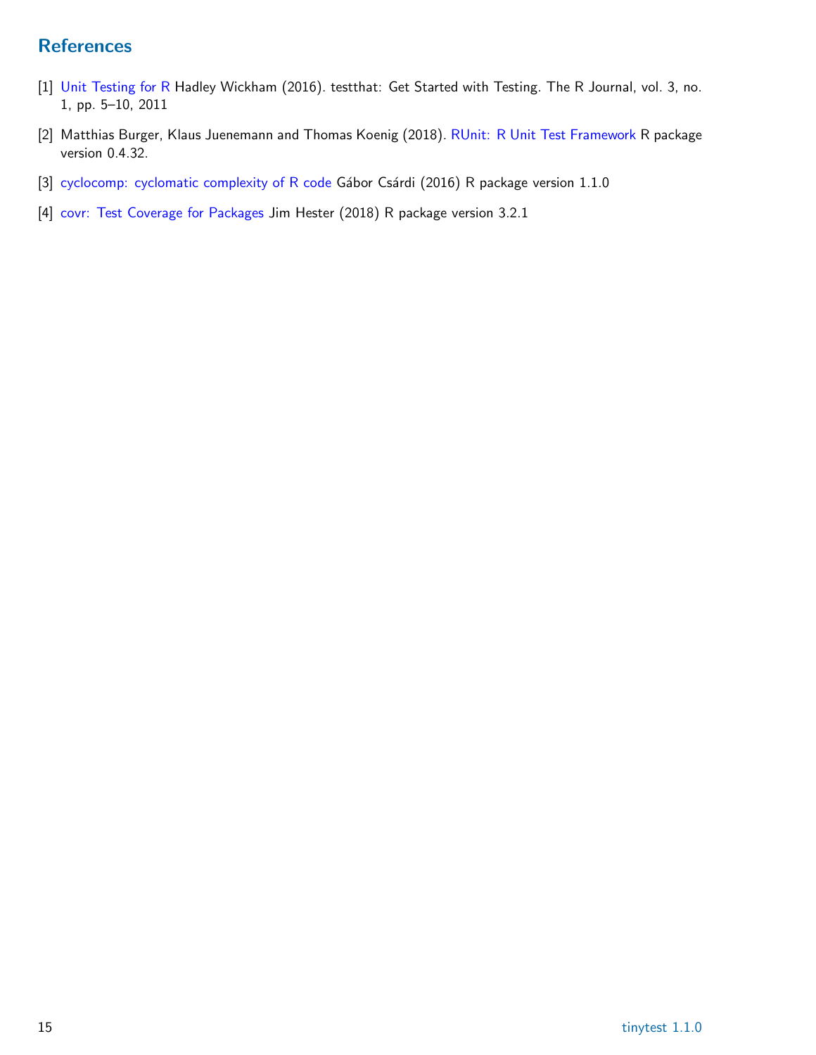## References

[1] Unit Testing for R Hadley Wickham (2016). testthat: Get Started with Testing. The R Journal, vol. 3, no. 1, pp. 5–10, 2011

[2] Matthias Burger, Klaus Juenemann and Thomas Koenig (2018). RUnit: R Unit Test Framework R package version 0.4.32.

[3] cyclocomp: cyclomatic complexity of R code Gábor Csárdi (2016) R package version 1.1.0

[4] covr: Test Coverage for Packages Jim Hester (2018) R package version 3.2.1